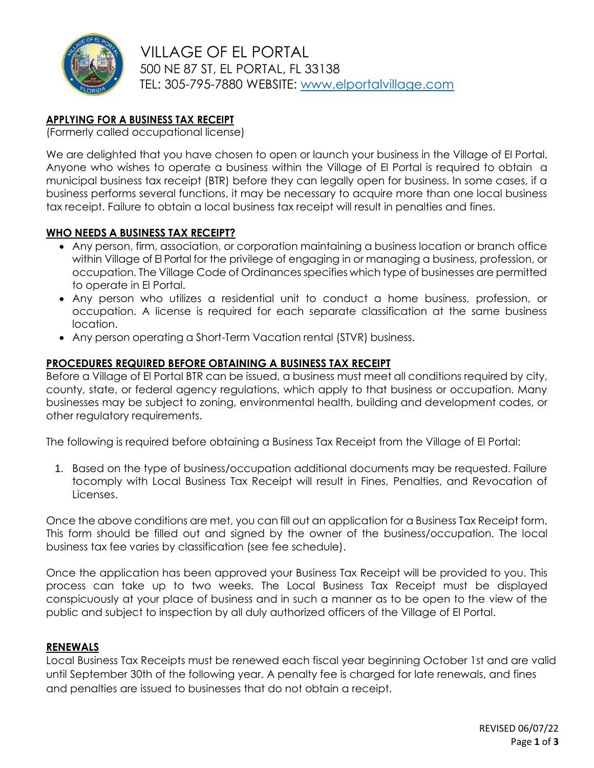# VILLAGE OF EL PORTAL

500 NE 87 ST, EL PORTAL, FL 33138

TEL: 305-795-7880 WEBSITE: [www.elportalvillage.com](http://www.elportalvillage.com)

## APPLYING FOR A BUSINESS TAX RECEIPT

(Formerly called occupational license)

We are delighted that you have chosen to open or launch your business in the Village of El Portal. Anyone who wishes to operate a business within the Village of El Portal is required to obtain a municipal business tax receipt (BTR) before they can legally open for business. In some cases, if a business performs several functions, it may be necessary to acquire more than one local business tax receipt. Failure to obtain a local business tax receipt will result in penalties and fines.

## WHO NEEDS A BUSINESS TAX RECEIPT?

- Any person, firm, association, or corporation maintaining a business location or branch office within Village of El Portal for the privilege of engaging in or managing a business, profession, or occupation. The Village Code of Ordinances specifies which type of businesses are permitted to operate in El Portal.
- Any person who utilizes a residential unit to conduct a home business, profession, or occupation. A license is required for each separate classification at the same business location.
- Any person operating a Short-Term Vacation rental (STVR) business.

## PROCEDURES REQUIRED BEFORE OBTAINING A BUSINESS TAX RECEIPT

Before a Village of El Portal BTR can be issued, a business must meet all conditions required by city, county, state, or federal agency regulations, which apply to that business or occupation. Many businesses may be subject to zoning, environmental health, building and development codes, or other regulatory requirements.

The following is required before obtaining a Business Tax Receipt from the Village of El Portal:

1. Based on the type of business/occupation additional documents may be requested. Failure tocomply with Local Business Tax Receipt will result in Fines, Penalties, and Revocation of Licenses.

Once the above conditions are met, you can fill out an application for a Business Tax Receipt form. This form should be filled out and signed by the owner of the business/occupation. The local business tax fee varies by classification (see fee schedule).

Once the application has been approved your Business Tax Receipt will be provided to you. This process can take up to two weeks. The Local Business Tax Receipt must be displayed conspicuously at your place of business and in such a manner as to be open to the view of the public and subject to inspection by all duly authorized officers of the Village of El Portal.

## RENEWALS

Local Business Tax Receipts must be renewed each fiscal year beginning October 1st and are valid until September 30th of the following year. A penalty fee is charged for late renewals, and fines and penalties are issued to businesses that do not obtain a receipt.

REVISED 06/07/22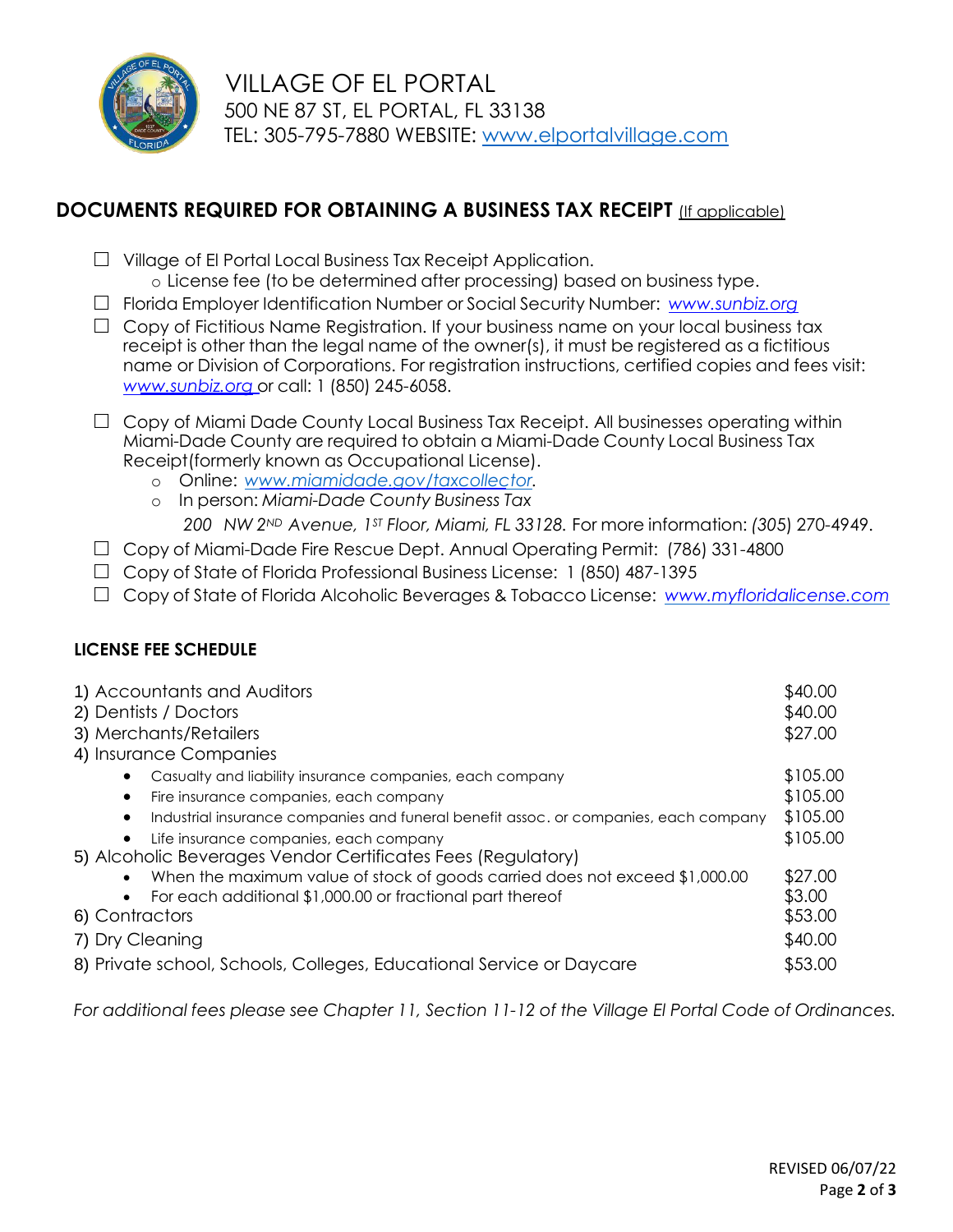# VILLAGE OF EL PORTAL

500 NE 87 ST, EL PORTAL, FL 33138

TEL: 305-795-7880 WEBSITE: www.elportalvillage.com

## DOCUMENTS REQUIRED FOR OBTAINING A BUSINESS TAX RECEIPT (If applicable)

- ☐ Village of El Portal Local Business Tax Receipt Application.
  - License fee (to be determined after processing) based on business type.
- ☐ Florida Employer Identification Number or Social Security Number: *www.sunbiz.org*
- ☐ Copy of Fictitious Name Registration. If your business name on your local business tax receipt is other than the legal name of the owner(s), it must be registered as a fictitious name or Division of Corporations. For registration instructions, certified copies and fees visit: *www.sunbiz.org* or call: 1 (850) 245-6058.
- ☐ Copy of Miami Dade County Local Business Tax Receipt. All businesses operating within Miami-Dade County are required to obtain a Miami-Dade County Local Business Tax Receipt(formerly known as Occupational License).
  - Online: *www.miamidade.gov/taxcollector.*
  - In person: *Miami-Dade County Business Tax*

    *200 NW 2ND Avenue, 1ST Floor, Miami, FL 33128.* For more information: *(305*) 270-4949.
- ☐ Copy of Miami-Dade Fire Rescue Dept. Annual Operating Permit: (786) 331-4800
- ☐ Copy of State of Florida Professional Business License: 1 (850) 487-1395
- ☐ Copy of State of Florida Alcoholic Beverages & Tobacco License: *www.myfloridalicense.com*

### LICENSE FEE SCHEDULE

| | |
|---|---|
| 1) Accountants and Auditors | $40.00 |
| 2) Dentists / Doctors | $40.00 |
| 3) Merchants/Retailers | $27.00 |
| 4) Insurance Companies | |
| • Casualty and liability insurance companies, each company | $105.00 |
| • Fire insurance companies, each company | $105.00 |
| • Industrial insurance companies and funeral benefit assoc. or companies, each company | $105.00 |
| • Life insurance companies, each company | $105.00 |
| 5) Alcoholic Beverages Vendor Certificates Fees (Regulatory) | |
| • When the maximum value of stock of goods carried does not exceed $1,000.00 | $27.00 |
| • For each additional $1,000.00 or fractional part thereof | $3.00 |
| 6) Contractors | $53.00 |
| 7) Dry Cleaning | $40.00 |
| 8) Private school, Schools, Colleges, Educational Service or Daycare | $53.00 |

*For additional fees please see Chapter 11, Section 11-12 of the Village El Portal Code of Ordinances.*

REVISED 06/07/22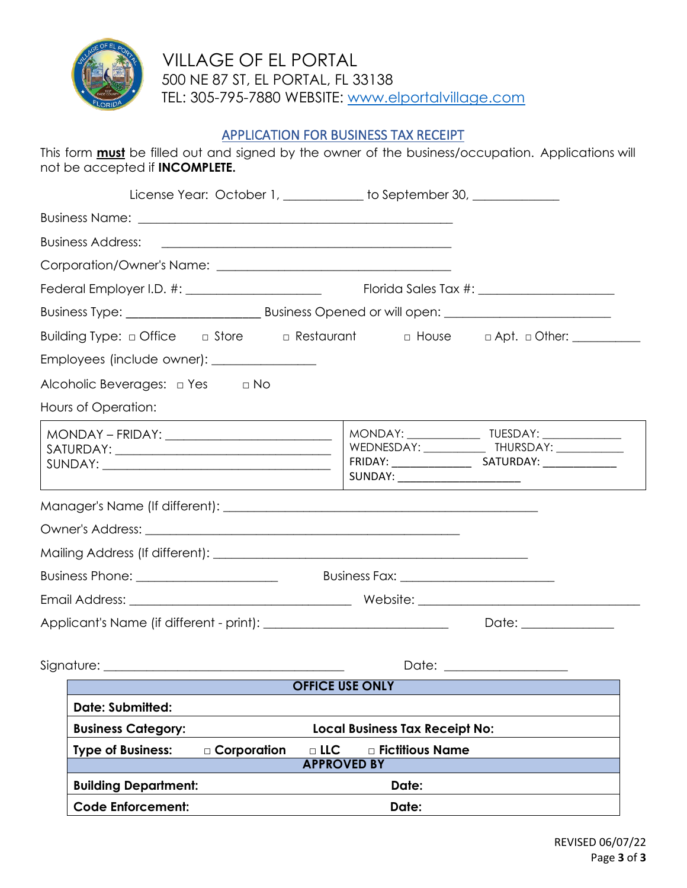# VILLAGE OF EL PORTAL

500 NE 87 ST, EL PORTAL, FL 33138

TEL: 305-795-7880 WEBSITE: www.elportalvillage.com

## APPLICATION FOR BUSINESS TAX RECEIPT

This form **must** be filled out and signed by the owner of the business/occupation. Applications will not be accepted if **INCOMPLETE.**

License Year: October 1, ____________ to September 30, _____________

Business Name: ________________________________________________

Business Address: ____________________________________________

Corporation/Owner's Name: ____________________________________

Federal Employer I.D. #: ____________________ Florida Sales Tax #: ____________________

Business Type: ____________________ Business Opened or will open: _________________________

Building Type: □ Office □ Store □ Restaurant □ House □ Apt. □ Other: __________

Employees (include owner): _______________

Alcoholic Beverages: □ Yes □ No

Hours of Operation:

| | |
|---|---|
| MONDAY – FRIDAY: _________________________<br>SATURDAY: _______________________________<br>SUNDAY: _________________________________ | MONDAY: ___________ TUESDAY: ____________<br>WEDNESDAY: __________ THURSDAY: ___________<br>FRIDAY: ____________ SATURDAY: ____________<br>SUNDAY: ___________________ |

Manager's Name (If different): ________________________________________________

Owner's Address: ________________________________________________

Mailing Address (If different): ________________________________________________

Business Phone: ______________________ Business Fax: _______________________

Email Address: __________________________________ Website: _________________________________

Applicant's Name (if different - print): ____________________________ Date: ______________

Signature: _____________________________________ Date: ___________________

| OFFICE USE ONLY | |
|---|---|
| **Date: Submitted:** | |
| **Business Category:** | **Local Business Tax Receipt No:** |
| **Type of Business:** □ **Corporation** □ **LLC** □ **Fictitious Name** | |
| **APPROVED BY** | |
| **Building Department:** | **Date:** |
| **Code Enforcement:** | **Date:** |

REVISED 06/07/22